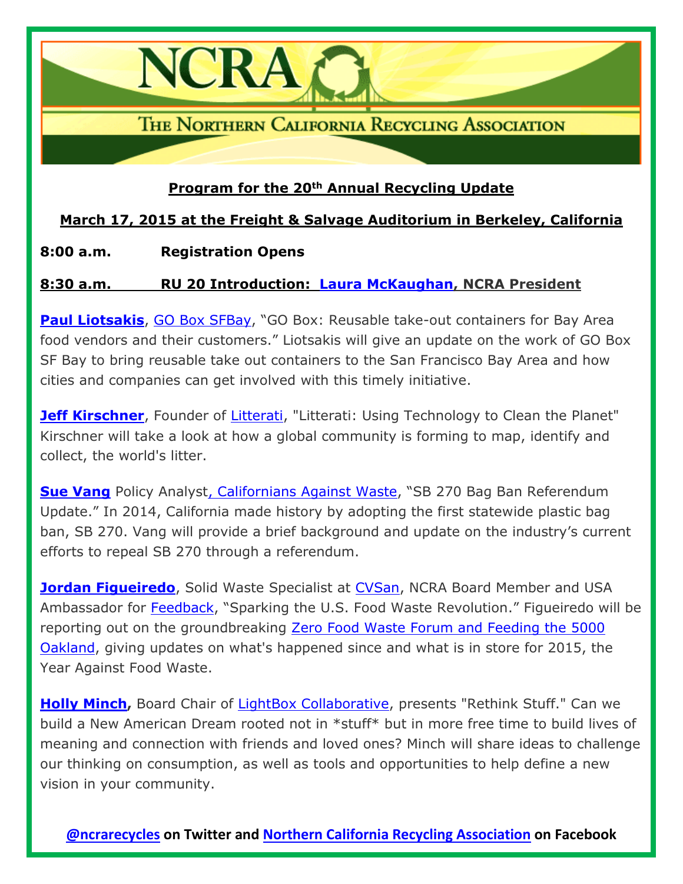# NCRA

## The Northern California Recycling Association

**Program for the 20th Annual Recycling Update**

**March 17, 2015 at the Freight & Salvage Auditorium in Berkeley, California**

**8:00 a.m. Registration Opens**

**8:30 a.m. RU 20 Introduction: Laura McKaughan, NCRA President**

**Paul Liotsakis**, GO Box SFBay, "GO Box: Reusable take-out containers for Bay Area food vendors and their customers." Liotsakis will give an update on the work of GO Box SF Bay to bring reusable take out containers to the San Francisco Bay Area and how cities and companies can get involved with this timely initiative.

**Jeff Kirschner**, Founder of Litterati, "Litterati: Using Technology to Clean the Planet" Kirschner will take a look at how a global community is forming to map, identify and collect, the world's litter.

**Sue Vang** Policy Analyst, Californians Against Waste, "SB 270 Bag Ban Referendum Update." In 2014, California made history by adopting the first statewide plastic bag ban, SB 270. Vang will provide a brief background and update on the industry's current efforts to repeal SB 270 through a referendum.

**Jordan Figueiredo**, Solid Waste Specialist at CVSan, NCRA Board Member and USA Ambassador for Feedback, "Sparking the U.S. Food Waste Revolution." Figueiredo will be reporting out on the groundbreaking Zero Food Waste Forum and Feeding the 5000 Oakland, giving updates on what's happened since and what is in store for 2015, the Year Against Food Waste.

**Holly Minch,** Board Chair of LightBox Collaborative, presents "Rethink Stuff." Can we build a New American Dream rooted not in *stuff* but in more free time to build lives of meaning and connection with friends and loved ones? Minch will share ideas to challenge our thinking on consumption, as well as tools and opportunities to help define a new vision in your community.

**@ncrarecycles on Twitter and Northern California Recycling Association on Facebook**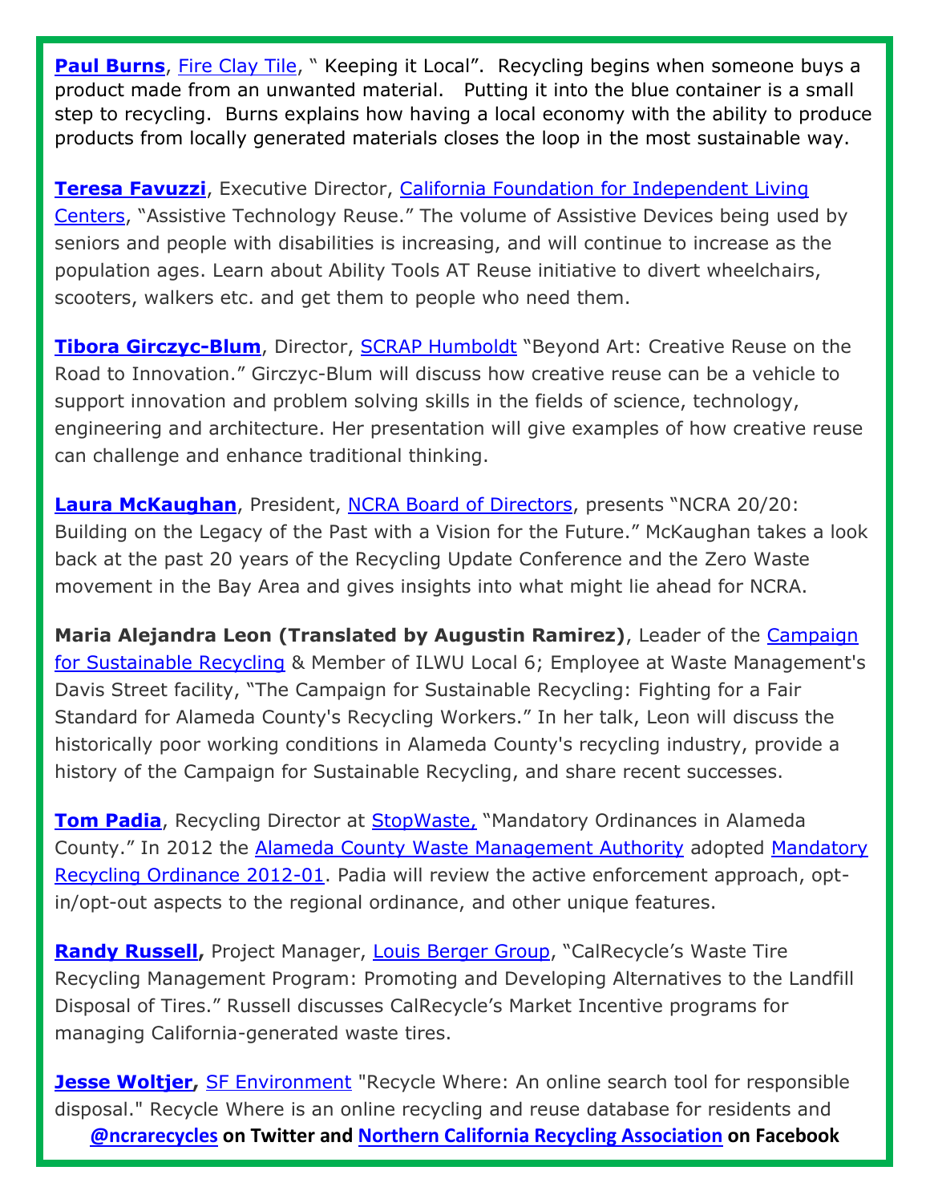**Paul Burns**, Fire Clay Tile, " Keeping it Local". Recycling begins when someone buys a product made from an unwanted material. Putting it into the blue container is a small step to recycling. Burns explains how having a local economy with the ability to produce products from locally generated materials closes the loop in the most sustainable way.

**Teresa Favuzzi**, Executive Director, California Foundation for Independent Living Centers, "Assistive Technology Reuse." The volume of Assistive Devices being used by seniors and people with disabilities is increasing, and will continue to increase as the population ages. Learn about Ability Tools AT Reuse initiative to divert wheelchairs, scooters, walkers etc. and get them to people who need them.

**Tibora Girczyc-Blum**, Director, SCRAP Humboldt "Beyond Art: Creative Reuse on the Road to Innovation." Girczyc-Blum will discuss how creative reuse can be a vehicle to support innovation and problem solving skills in the fields of science, technology, engineering and architecture. Her presentation will give examples of how creative reuse can challenge and enhance traditional thinking.

**Laura McKaughan**, President, NCRA Board of Directors, presents "NCRA 20/20: Building on the Legacy of the Past with a Vision for the Future." McKaughan takes a look back at the past 20 years of the Recycling Update Conference and the Zero Waste movement in the Bay Area and gives insights into what might lie ahead for NCRA.

**Maria Alejandra Leon (Translated by Augustin Ramirez)**, Leader of the Campaign for Sustainable Recycling & Member of ILWU Local 6; Employee at Waste Management's Davis Street facility, "The Campaign for Sustainable Recycling: Fighting for a Fair Standard for Alameda County's Recycling Workers." In her talk, Leon will discuss the historically poor working conditions in Alameda County's recycling industry, provide a history of the Campaign for Sustainable Recycling, and share recent successes.

**Tom Padia**, Recycling Director at StopWaste, "Mandatory Ordinances in Alameda County." In 2012 the Alameda County Waste Management Authority adopted Mandatory Recycling Ordinance 2012-01. Padia will review the active enforcement approach, opt-in/opt-out aspects to the regional ordinance, and other unique features.

**Randy Russell,** Project Manager, Louis Berger Group, "CalRecycle's Waste Tire Recycling Management Program: Promoting and Developing Alternatives to the Landfill Disposal of Tires." Russell discusses CalRecycle's Market Incentive programs for managing California-generated waste tires.

**Jesse Woltjer,** SF Environment "Recycle Where: An online search tool for responsible disposal." Recycle Where is an online recycling and reuse database for residents and

**@ncrarecycles on Twitter and Northern California Recycling Association on Facebook**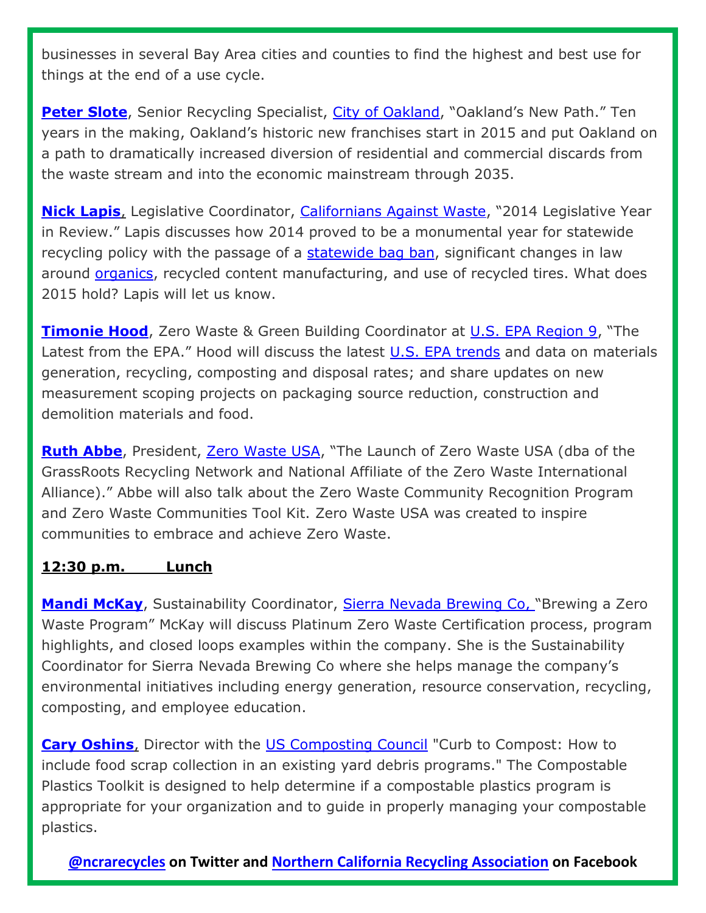businesses in several Bay Area cities and counties to find the highest and best use for things at the end of a use cycle.

**Peter Slote**, Senior Recycling Specialist, City of Oakland, "Oakland's New Path." Ten years in the making, Oakland's historic new franchises start in 2015 and put Oakland on a path to dramatically increased diversion of residential and commercial discards from the waste stream and into the economic mainstream through 2035.

**Nick Lapis**, Legislative Coordinator, Californians Against Waste, "2014 Legislative Year in Review." Lapis discusses how 2014 proved to be a monumental year for statewide recycling policy with the passage of a statewide bag ban, significant changes in law around organics, recycled content manufacturing, and use of recycled tires. What does 2015 hold? Lapis will let us know.

**Timonie Hood**, Zero Waste & Green Building Coordinator at U.S. EPA Region 9, "The Latest from the EPA." Hood will discuss the latest U.S. EPA trends and data on materials generation, recycling, composting and disposal rates; and share updates on new measurement scoping projects on packaging source reduction, construction and demolition materials and food.

**Ruth Abbe**, President, Zero Waste USA, "The Launch of Zero Waste USA (dba of the GrassRoots Recycling Network and National Affiliate of the Zero Waste International Alliance)." Abbe will also talk about the Zero Waste Community Recognition Program and Zero Waste Communities Tool Kit. Zero Waste USA was created to inspire communities to embrace and achieve Zero Waste.

**12:30 p.m.   Lunch**

**Mandi McKay**, Sustainability Coordinator, Sierra Nevada Brewing Co, "Brewing a Zero Waste Program" McKay will discuss Platinum Zero Waste Certification process, program highlights, and closed loops examples within the company. She is the Sustainability Coordinator for Sierra Nevada Brewing Co where she helps manage the company's environmental initiatives including energy generation, resource conservation, recycling, composting, and employee education.

**Cary Oshins**, Director with the US Composting Council "Curb to Compost: How to include food scrap collection in an existing yard debris programs." The Compostable Plastics Toolkit is designed to help determine if a compostable plastics program is appropriate for your organization and to guide in properly managing your compostable plastics.

**@ncrarecycles on Twitter and Northern California Recycling Association on Facebook**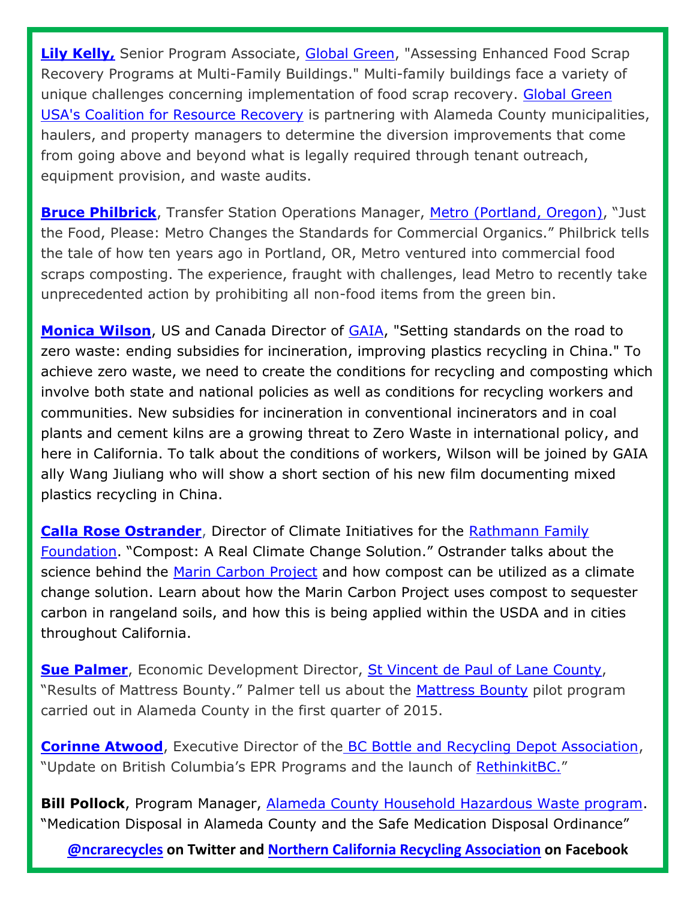**Lily Kelly,** Senior Program Associate, Global Green, "Assessing Enhanced Food Scrap Recovery Programs at Multi-Family Buildings." Multi-family buildings face a variety of unique challenges concerning implementation of food scrap recovery. Global Green USA's Coalition for Resource Recovery is partnering with Alameda County municipalities, haulers, and property managers to determine the diversion improvements that come from going above and beyond what is legally required through tenant outreach, equipment provision, and waste audits.

**Bruce Philbrick**, Transfer Station Operations Manager, Metro (Portland, Oregon), "Just the Food, Please: Metro Changes the Standards for Commercial Organics." Philbrick tells the tale of how ten years ago in Portland, OR, Metro ventured into commercial food scraps composting. The experience, fraught with challenges, lead Metro to recently take unprecedented action by prohibiting all non-food items from the green bin.

**Monica Wilson**, US and Canada Director of GAIA, "Setting standards on the road to zero waste: ending subsidies for incineration, improving plastics recycling in China." To achieve zero waste, we need to create the conditions for recycling and composting which involve both state and national policies as well as conditions for recycling workers and communities. New subsidies for incineration in conventional incinerators and in coal plants and cement kilns are a growing threat to Zero Waste in international policy, and here in California. To talk about the conditions of workers, Wilson will be joined by GAIA ally Wang Jiuliang who will show a short section of his new film documenting mixed plastics recycling in China.

**Calla Rose Ostrander**, Director of Climate Initiatives for the Rathmann Family Foundation. "Compost: A Real Climate Change Solution." Ostrander talks about the science behind the Marin Carbon Project and how compost can be utilized as a climate change solution. Learn about how the Marin Carbon Project uses compost to sequester carbon in rangeland soils, and how this is being applied within the USDA and in cities throughout California.

**Sue Palmer**, Economic Development Director, St Vincent de Paul of Lane County, "Results of Mattress Bounty." Palmer tell us about the Mattress Bounty pilot program carried out in Alameda County in the first quarter of 2015.

**Corinne Atwood**, Executive Director of the BC Bottle and Recycling Depot Association, "Update on British Columbia's EPR Programs and the launch of RethinkitBC."

**Bill Pollock**, Program Manager, Alameda County Household Hazardous Waste program. "Medication Disposal in Alameda County and the Safe Medication Disposal Ordinance"

**@ncrarecycles on Twitter and Northern California Recycling Association on Facebook**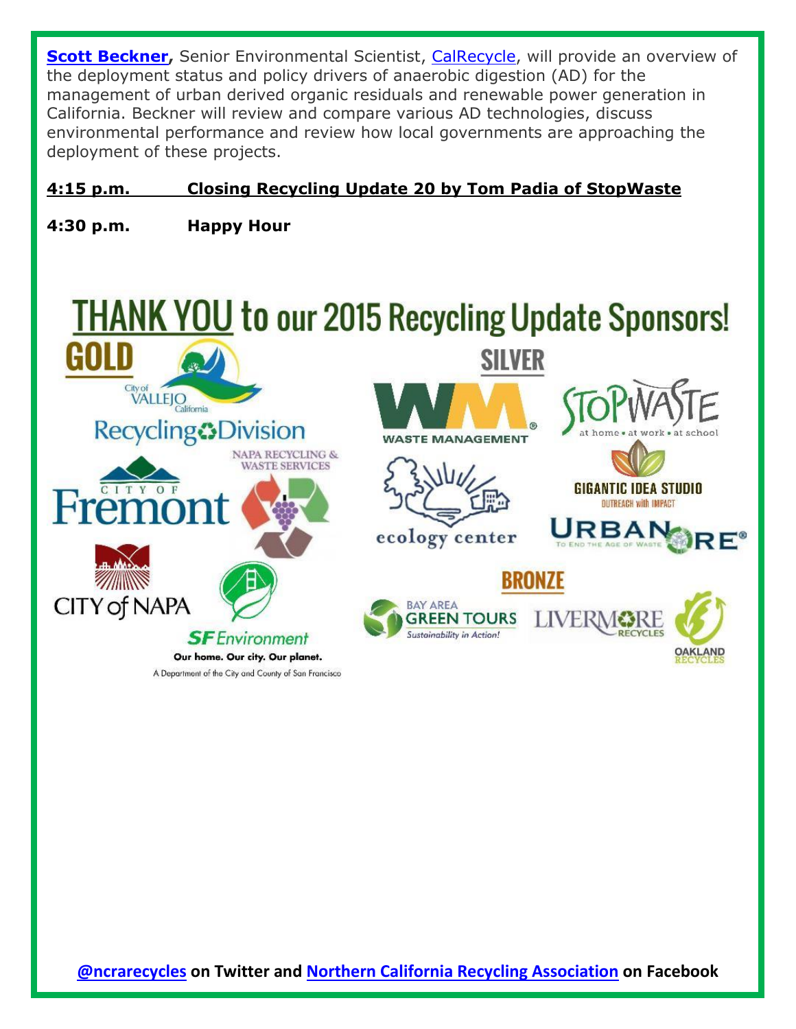**[Scott Beckner](#)**, Senior Environmental Scientist, [CalRecycle](#), will provide an overview of the deployment status and policy drivers of anaerobic digestion (AD) for the management of urban derived organic residuals and renewable power generation in California. Beckner will review and compare various AD technologies, discuss environmental performance and review how local governments are approaching the deployment of these projects.

**4:15 p.m. Closing Recycling Update 20 by Tom Padia of StopWaste**

**4:30 p.m. Happy Hour**

## THANK YOU to our 2015 Recycling Update Sponsors!

**GOLD**

City of Vallejo California Recycling Division

Napa Recycling & Waste Services

City of Fremont

City of Napa

SF Environment — Our home. Our city. Our planet. A Department of the City and County of San Francisco

**SILVER**

Waste Management

StopWaste — at home • at work • at school

ecology center

Gigantic Idea Studio — Outreach with Impact

Urban Ore — To End the Age of Waste

**BRONZE**

Bay Area Green Tours — Sustainability in Action!

Livermore Recycles

Oakland Recycles

[@ncrarecycles](#) on Twitter and [Northern California Recycling Association](#) on Facebook